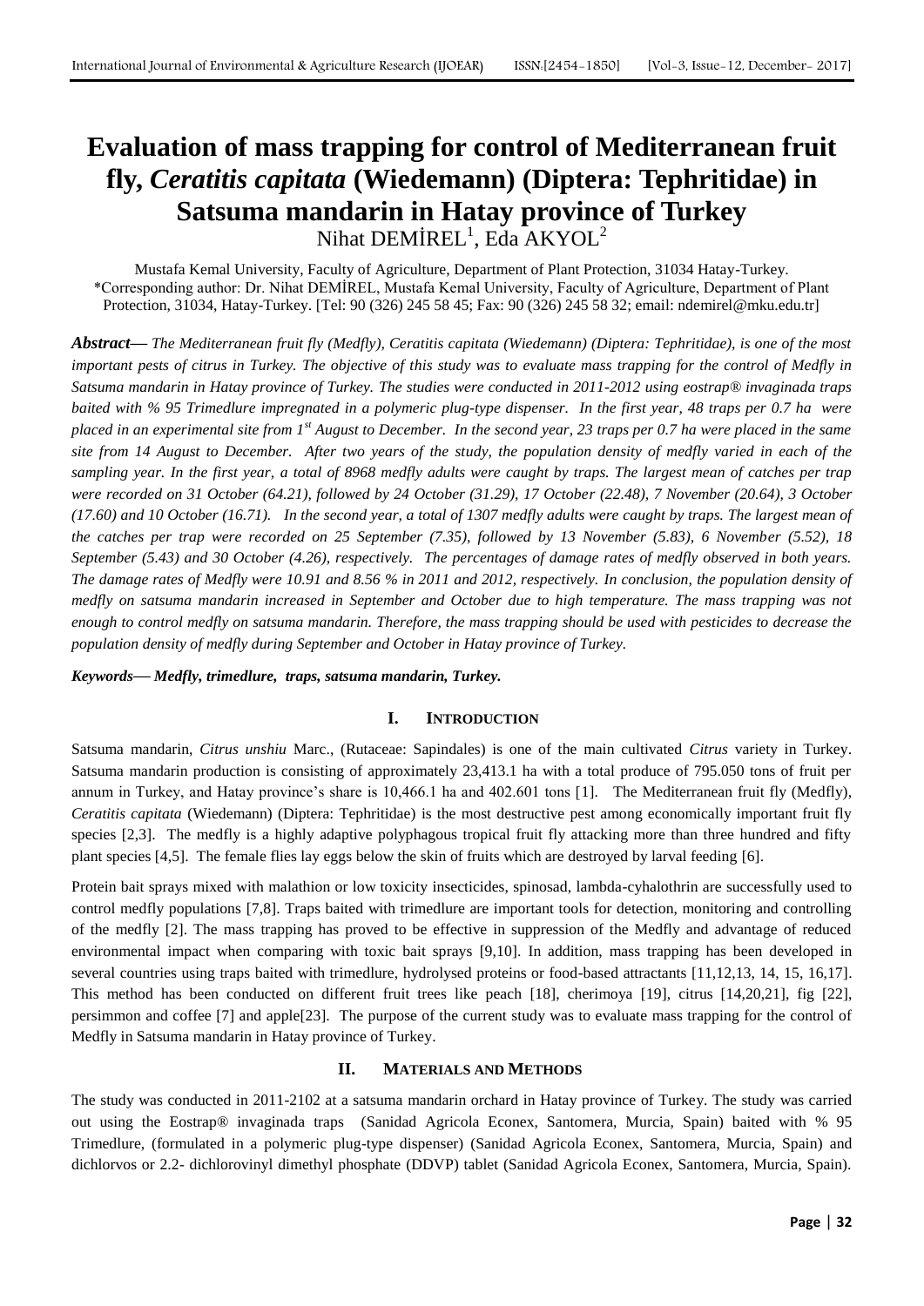# Evaluation of mass trapping for control of Mediterranean fruit fly, *Ceratitis capitata* (Wiedemann) (Diptera: Tephritidae) in Satsuma mandarin in Hatay province of Turkey

Nihat DEMİREL[1], Eda AKYOL[2]

Mustafa Kemal University, Faculty of Agriculture, Department of Plant Protection, 31034 Hatay-Turkey.
*Corresponding author: Dr. Nihat DEMİREL, Mustafa Kemal University, Faculty of Agriculture, Department of Plant Protection, 31034, Hatay-Turkey. [Tel: 90 (326) 245 58 45; Fax: 90 (326) 245 58 32; email: ndemirel@mku.edu.tr]

***Abstract*—** *The Mediterranean fruit fly (Medfly), Ceratitis capitata (Wiedemann) (Diptera: Tephritidae), is one of the most important pests of citrus in Turkey. The objective of this study was to evaluate mass trapping for the control of Medfly in Satsuma mandarin in Hatay province of Turkey. The studies were conducted in 2011-2012 using eostrap® invaginada traps baited with % 95 Trimedlure impregnated in a polymeric plug-type dispenser. In the first year, 48 traps per 0.7 ha were placed in an experimental site from 1st August to December. In the second year, 23 traps per 0.7 ha were placed in the same site from 14 August to December. After two years of the study, the population density of medfly varied in each of the sampling year. In the first year, a total of 8968 medfly adults were caught by traps. The largest mean of catches per trap were recorded on 31 October (64.21), followed by 24 October (31.29), 17 October (22.48), 7 November (20.64), 3 October (17.60) and 10 October (16.71). In the second year, a total of 1307 medfly adults were caught by traps. The largest mean of the catches per trap were recorded on 25 September (7.35), followed by 13 November (5.83), 6 November (5.52), 18 September (5.43) and 30 October (4.26), respectively. The percentages of damage rates of medfly observed in both years. The damage rates of Medfly were 10.91 and 8.56 % in 2011 and 2012, respectively. In conclusion, the population density of medfly on satsuma mandarin increased in September and October due to high temperature. The mass trapping was not enough to control medfly on satsuma mandarin. Therefore, the mass trapping should be used with pesticides to decrease the population density of medfly during September and October in Hatay province of Turkey.*

***Keywords*— *Medfly, trimedlure, traps, satsuma mandarin, Turkey.***

## I. INTRODUCTION

Satsuma mandarin, *Citrus unshiu* Marc., (Rutaceae: Sapindales) is one of the main cultivated *Citrus* variety in Turkey. Satsuma mandarin production is consisting of approximately 23,413.1 ha with a total produce of 795.050 tons of fruit per annum in Turkey, and Hatay province's share is 10,466.1 ha and 402.601 tons [1]. The Mediterranean fruit fly (Medfly), *Ceratitis capitata* (Wiedemann) (Diptera: Tephritidae) is the most destructive pest among economically important fruit fly species [2,3]. The medfly is a highly adaptive polyphagous tropical fruit fly attacking more than three hundred and fifty plant species [4,5]. The female flies lay eggs below the skin of fruits which are destroyed by larval feeding [6].

Protein bait sprays mixed with malathion or low toxicity insecticides, spinosad, lambda-cyhalothrin are successfully used to control medfly populations [7,8]. Traps baited with trimedlure are important tools for detection, monitoring and controlling of the medfly [2]. The mass trapping has proved to be effective in suppression of the Medfly and advantage of reduced environmental impact when comparing with toxic bait sprays [9,10]. In addition, mass trapping has been developed in several countries using traps baited with trimedlure, hydrolysed proteins or food-based attractants [11,12,13, 14, 15, 16,17]. This method has been conducted on different fruit trees like peach [18], cherimoya [19], citrus [14,20,21], fig [22], persimmon and coffee [7] and apple[23]. The purpose of the current study was to evaluate mass trapping for the control of Medfly in Satsuma mandarin in Hatay province of Turkey.

## II. MATERIALS AND METHODS

The study was conducted in 2011-2102 at a satsuma mandarin orchard in Hatay province of Turkey. The study was carried out using the Eostrap® invaginada traps (Sanidad Agricola Econex, Santomera, Murcia, Spain) baited with % 95 Trimedlure, (formulated in a polymeric plug-type dispenser) (Sanidad Agricola Econex, Santomera, Murcia, Spain) and dichlorvos or 2.2- dichlorovinyl dimethyl phosphate (DDVP) tablet (Sanidad Agricola Econex, Santomera, Murcia, Spain).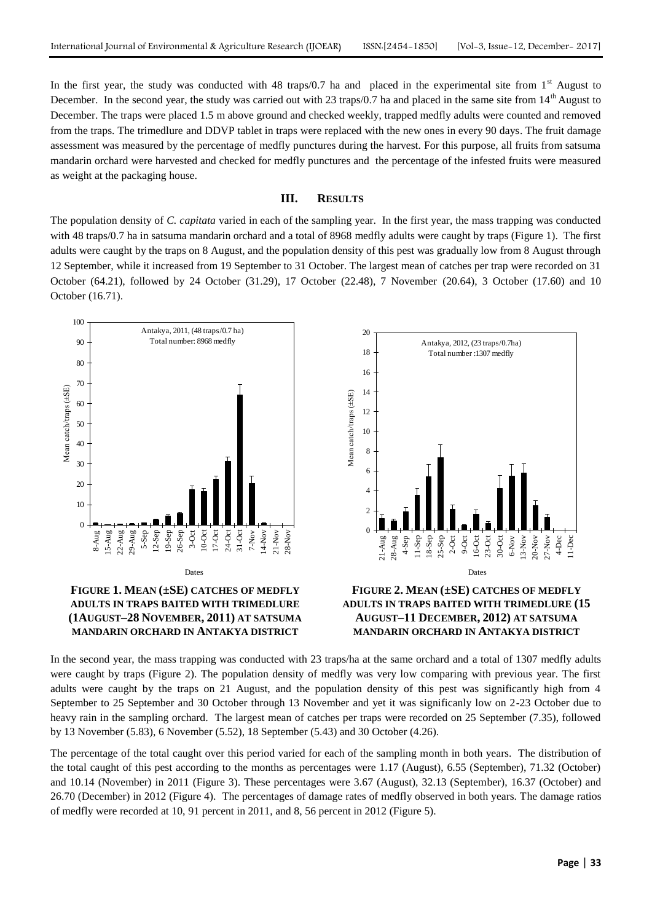In the first year, the study was conducted with 48 traps/0.7 ha and placed in the experimental site from 1st August to December. In the second year, the study was carried out with 23 traps/0.7 ha and placed in the same site from 14th August to December. The traps were placed 1.5 m above ground and checked weekly, trapped medfly adults were counted and removed from the traps. The trimedlure and DDVP tablet in traps were replaced with the new ones in every 90 days. The fruit damage assessment was measured by the percentage of medfly punctures during the harvest. For this purpose, all fruits from satsuma mandarin orchard were harvested and checked for medfly punctures and the percentage of the infested fruits were measured as weight at the packaging house.

## III. RESULTS

The population density of *C. capitata* varied in each of the sampling year. In the first year, the mass trapping was conducted with 48 traps/0.7 ha in satsuma mandarin orchard and a total of 8968 medfly adults were caught by traps (Figure 1). The first adults were caught by the traps on 8 August, and the population density of this pest was gradually low from 8 August through 12 September, while it increased from 19 September to 31 October. The largest mean of catches per trap were recorded on 31 October (64.21), followed by 24 October (31.29), 17 October (22.48), 7 November (20.64), 3 October (17.60) and 10 October (16.71).

**FIGURE 1. MEAN (±SE) CATCHES OF MEDFLY ADULTS IN TRAPS BAITED WITH TRIMEDLURE (1AUGUST–28 NOVEMBER, 2011) AT SATSUMA MANDARIN ORCHARD IN ANTAKYA DISTRICT**

**FIGURE 2. MEAN (±SE) CATCHES OF MEDFLY ADULTS IN TRAPS BAITED WITH TRIMEDLURE (15 AUGUST–11 DECEMBER, 2012) AT SATSUMA MANDARIN ORCHARD IN ANTAKYA DISTRICT**

In the second year, the mass trapping was conducted with 23 traps/ha at the same orchard and a total of 1307 medfly adults were caught by traps (Figure 2). The population density of medfly was very low comparing with previous year. The first adults were caught by the traps on 21 August, and the population density of this pest was significantly high from 4 September to 25 September and 30 October through 13 November and yet it was significanly low on 2-23 October due to heavy rain in the sampling orchard. The largest mean of catches per traps were recorded on 25 September (7.35), followed by 13 November (5.83), 6 November (5.52), 18 September (5.43) and 30 October (4.26).

The percentage of the total caught over this period varied for each of the sampling month in both years. The distribution of the total caught of this pest according to the months as percentages were 1.17 (August), 6.55 (September), 71.32 (October) and 10.14 (November) in 2011 (Figure 3). These percentages were 3.67 (August), 32.13 (September), 16.37 (October) and 26.70 (December) in 2012 (Figure 4). The percentages of damage rates of medfly observed in both years. The damage ratios of medfly were recorded at 10, 91 percent in 2011, and 8, 56 percent in 2012 (Figure 5).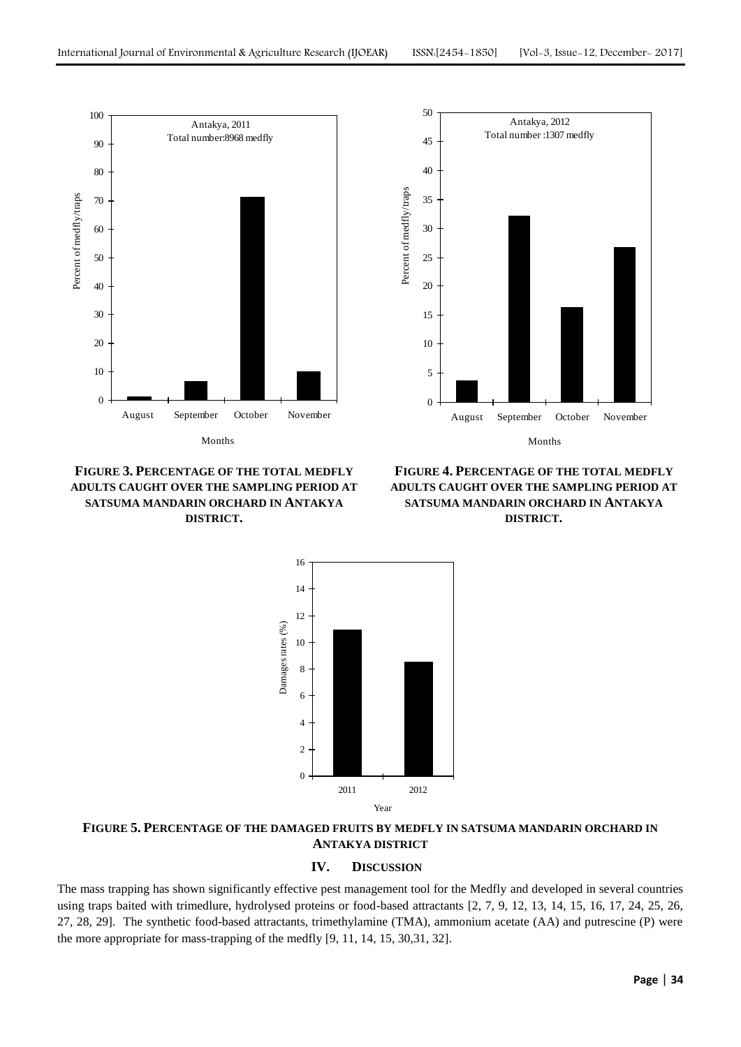**FIGURE 3. PERCENTAGE OF THE TOTAL MEDFLY ADULTS CAUGHT OVER THE SAMPLING PERIOD AT SATSUMA MANDARIN ORCHARD IN ANTAKYA DISTRICT.**

**FIGURE 4. PERCENTAGE OF THE TOTAL MEDFLY ADULTS CAUGHT OVER THE SAMPLING PERIOD AT SATSUMA MANDARIN ORCHARD IN ANTAKYA DISTRICT.**

**FIGURE 5. PERCENTAGE OF THE DAMAGED FRUITS BY MEDFLY IN SATSUMA MANDARIN ORCHARD IN ANTAKYA DISTRICT**

## IV. DISCUSSION

The mass trapping has shown significantly effective pest management tool for the Medfly and developed in several countries using traps baited with trimedlure, hydrolysed proteins or food-based attractants [2, 7, 9, 12, 13, 14, 15, 16, 17, 24, 25, 26, 27, 28, 29]. The synthetic food-based attractants, trimethylamine (TMA), ammonium acetate (AA) and putrescine (P) were the more appropriate for mass-trapping of the medfly [9, 11, 14, 15, 30,31, 32].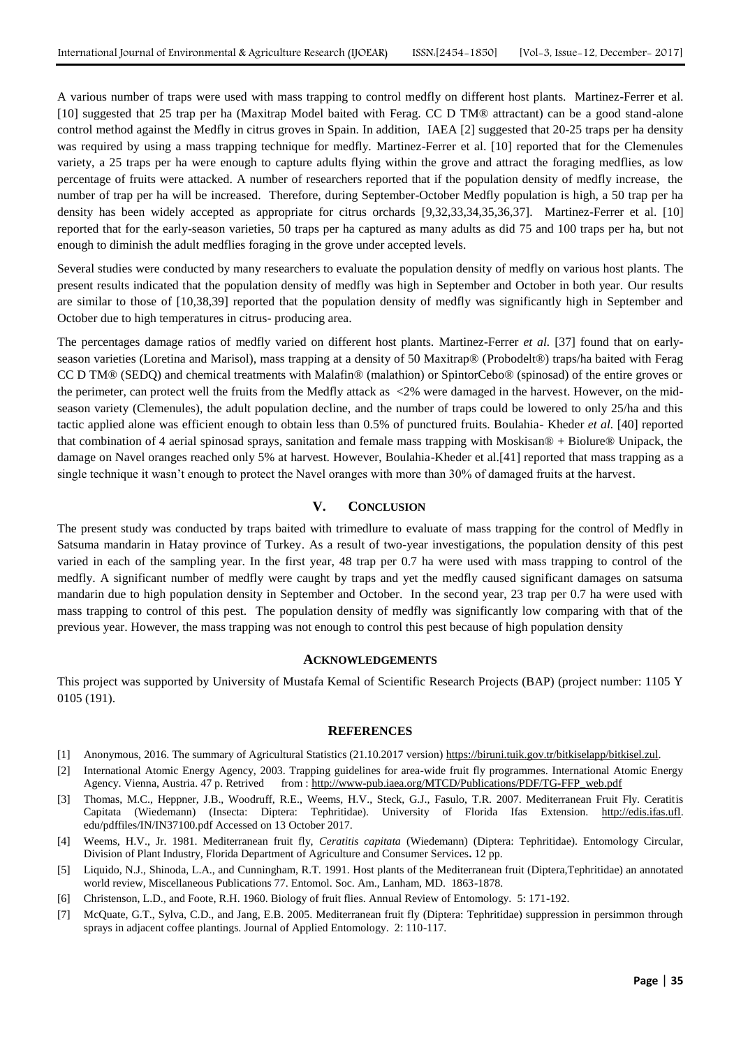A various number of traps were used with mass trapping to control medfly on different host plants. Martinez-Ferrer et al. [10] suggested that 25 trap per ha (Maxitrap Model baited with Ferag. CC D TM® attractant) can be a good stand-alone control method against the Medfly in citrus groves in Spain. In addition, IAEA [2] suggested that 20-25 traps per ha density was required by using a mass trapping technique for medfly. Martinez-Ferrer et al. [10] reported that for the Clemenules variety, a 25 traps per ha were enough to capture adults flying within the grove and attract the foraging medflies, as low percentage of fruits were attacked. A number of researchers reported that if the population density of medfly increase, the number of trap per ha will be increased. Therefore, during September-October Medfly population is high, a 50 trap per ha density has been widely accepted as appropriate for citrus orchards [9,32,33,34,35,36,37]. Martinez-Ferrer et al. [10] reported that for the early-season varieties, 50 traps per ha captured as many adults as did 75 and 100 traps per ha, but not enough to diminish the adult medflies foraging in the grove under accepted levels.

Several studies were conducted by many researchers to evaluate the population density of medfly on various host plants. The present results indicated that the population density of medfly was high in September and October in both year. Our results are similar to those of [10,38,39] reported that the population density of medfly was significantly high in September and October due to high temperatures in citrus- producing area.

The percentages damage ratios of medfly varied on different host plants. Martinez-Ferrer *et al.* [37] found that on early-season varieties (Loretina and Marisol), mass trapping at a density of 50 Maxitrap® (Probodelt®) traps/ha baited with Ferag CC D TM® (SEDQ) and chemical treatments with Malafin® (malathion) or SpintorCebo® (spinosad) of the entire groves or the perimeter, can protect well the fruits from the Medfly attack as <2% were damaged in the harvest. However, on the mid-season variety (Clemenules), the adult population decline, and the number of traps could be lowered to only 25/ha and this tactic applied alone was efficient enough to obtain less than 0.5% of punctured fruits. Boulahia- Kheder *et al.* [40] reported that combination of 4 aerial spinosad sprays, sanitation and female mass trapping with Moskisan® + Biolure® Unipack, the damage on Navel oranges reached only 5% at harvest. However, Boulahia-Kheder et al.[41] reported that mass trapping as a single technique it wasn't enough to protect the Navel oranges with more than 30% of damaged fruits at the harvest.

## V. CONCLUSION

The present study was conducted by traps baited with trimedlure to evaluate of mass trapping for the control of Medfly in Satsuma mandarin in Hatay province of Turkey. As a result of two-year investigations, the population density of this pest varied in each of the sampling year. In the first year, 48 trap per 0.7 ha were used with mass trapping to control of the medfly. A significant number of medfly were caught by traps and yet the medfly caused significant damages on satsuma mandarin due to high population density in September and October. In the second year, 23 trap per 0.7 ha were used with mass trapping to control of this pest. The population density of medfly was significantly low comparing with that of the previous year. However, the mass trapping was not enough to control this pest because of high population density

## ACKNOWLEDGEMENTS

This project was supported by University of Mustafa Kemal of Scientific Research Projects (BAP) (project number: 1105 Y 0105 (191).

## REFERENCES

[1] Anonymous, 2016. The summary of Agricultural Statistics (21.10.2017 version) https://biruni.tuik.gov.tr/bitkiselapp/bitkisel.zul.

[2] International Atomic Energy Agency, 2003. Trapping guidelines for area-wide fruit fly programmes. International Atomic Energy Agency. Vienna, Austria. 47 p. Retrived from : http://www-pub.iaea.org/MTCD/Publications/PDF/TG-FFP_web.pdf

[3] Thomas, M.C., Heppner, J.B., Woodruff, R.E., Weems, H.V., Steck, G.J., Fasulo, T.R. 2007. Mediterranean Fruit Fly. Ceratitis Capitata (Wiedemann) (Insecta: Diptera: Tephritidae). University of Florida Ifas Extension. http://edis.ifas.ufl.edu/pdffiles/IN/IN37100.pdf Accessed on 13 October 2017.

[4] Weems, H.V., Jr. 1981. Mediterranean fruit fly, *Ceratitis capitata* (Wiedemann) (Diptera: Tephritidae). Entomology Circular, Division of Plant Industry, Florida Department of Agriculture and Consumer Services**.** 12 pp.

[5] Liquido, N.J., Shinoda, L.A., and Cunningham, R.T. 1991. Host plants of the Mediterranean fruit (Diptera,Tephritidae) an annotated world review, Miscellaneous Publications 77. Entomol. Soc. Am., Lanham, MD. 1863-1878.

[6] Christenson, L.D., and Foote, R.H. 1960. Biology of fruit flies. Annual Review of Entomology. 5: 171-192.

[7] McQuate, G.T., Sylva, C.D., and Jang, E.B. 2005. Mediterranean fruit fly (Diptera: Tephritidae) suppression in persimmon through sprays in adjacent coffee plantings. Journal of Applied Entomology. 2: 110-117.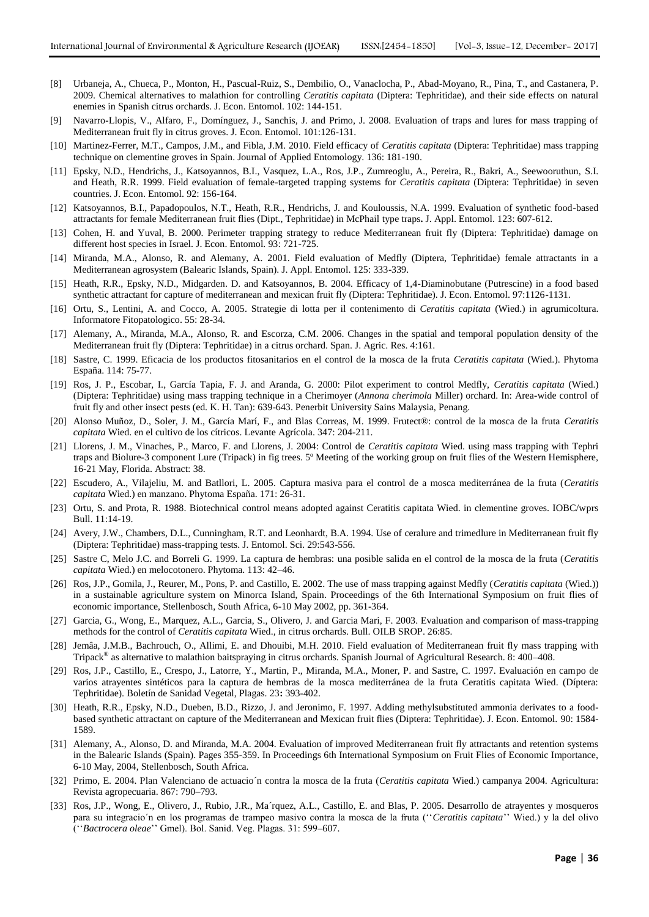[8] Urbaneja, A., Chueca, P., Monton, H., Pascual-Ruiz, S., Dembilio, O., Vanaclocha, P., Abad-Moyano, R., Pina, T., and Castanera, P. 2009. Chemical alternatives to malathion for controlling *Ceratitis capitata* (Diptera: Tephritidae), and their side effects on natural enemies in Spanish citrus orchards. J. Econ. Entomol. 102: 144-151.

[9] Navarro-Llopis, V., Alfaro, F., Domínguez, J., Sanchis, J. and Primo, J. 2008. Evaluation of traps and lures for mass trapping of Mediterranean fruit fly in citrus groves. J. Econ. Entomol. 101:126-131.

[10] Martinez-Ferrer, M.T., Campos, J.M., and Fibla, J.M. 2010. Field efficacy of *Ceratitis capitata* (Diptera: Tephritidae) mass trapping technique on clementine groves in Spain. Journal of Applied Entomology. 136: 181-190.

[11] Epsky, N.D., Hendrichs, J., Katsoyannos, B.I., Vasquez, L.A., Ros, J.P., Zumreoglu, A., Pereira, R., Bakri, A., Seewooruthun, S.I. and Heath, R.R. 1999. Field evaluation of female-targeted trapping systems for *Ceratitis capitata* (Diptera: Tephritidae) in seven countries. J. Econ. Entomol. 92: 156-164.

[12] Katsoyannos, B.I., Papadopoulos, N.T., Heath, R.R., Hendrichs, J. and Kouloussis, N.A. 1999. Evaluation of synthetic food-based attractants for female Mediterranean fruit flies (Dipt., Tephritidae) in McPhail type traps**.** J. Appl. Entomol. 123: 607-612.

[13] Cohen, H. and Yuval, B. 2000. Perimeter trapping strategy to reduce Mediterranean fruit fly (Diptera: Tephritidae) damage on different host species in Israel. J. Econ. Entomol. 93: 721-725.

[14] Miranda, M.A., Alonso, R. and Alemany, A. 2001. Field evaluation of Medfly (Diptera, Tephritidae) female attractants in a Mediterranean agrosystem (Balearic Islands, Spain). J. Appl. Entomol. 125: 333-339.

[15] Heath, R.R., Epsky, N.D., Midgarden. D. and Katsoyannos, B. 2004. Efficacy of 1,4-Diaminobutane (Putrescine) in a food based synthetic attractant for capture of mediterranean and mexican fruit fly (Diptera: Tephritidae). J. Econ. Entomol. 97:1126-1131.

[16] Ortu, S., Lentini, A. and Cocco, A. 2005. Strategie di lotta per il contenimento di *Ceratitis capitata* (Wied.) in agrumicoltura. Informatore Fitopatologico. 55: 28-34.

[17] Alemany, A., Miranda, M.A., Alonso, R. and Escorza, C.M. 2006. Changes in the spatial and temporal population density of the Mediterranean fruit fly (Diptera: Tephritidae) in a citrus orchard. Span. J. Agric. Res. 4:161.

[18] Sastre, C. 1999. Eficacia de los productos fitosanitarios en el control de la mosca de la fruta *Ceratitis capitata* (Wied.). Phytoma España. 114: 75-77.

[19] Ros, J. P., Escobar, I., García Tapia, F. J. and Aranda, G. 2000: Pilot experiment to control Medfly, *Ceratitis capitata* (Wied.) (Diptera: Tephritidae) using mass trapping technique in a Cherimoyer (*Annona cherimola* Miller) orchard. In: Area-wide control of fruit fly and other insect pests (ed. K. H. Tan): 639-643. Penerbit University Sains Malaysia, Penang.

[20] Alonso Muñoz, D., Soler, J. M., García Marí, F., and Blas Correas, M. 1999. Frutect®: control de la mosca de la fruta *Ceratitis capitata* Wied. en el cultivo de los cítricos. Levante Agrícola. 347: 204-211.

[21] Llorens, J. M., Vinaches, P., Marco, F. and Llorens, J. 2004: Control de *Ceratitis capitata* Wied. using mass trapping with Tephri traps and Biolure-3 component Lure (Tripack) in fig trees. 5º Meeting of the working group on fruit flies of the Western Hemisphere, 16-21 May, Florida. Abstract: 38.

[22] Escudero, A., Vilajeliu, M. and Batllori, L. 2005. Captura masiva para el control de a mosca mediterránea de la fruta (*Ceratitis capitata* Wied.) en manzano. Phytoma España. 171: 26-31.

[23] Ortu, S. and Prota, R. 1988. Biotechnical control means adopted against Ceratitis capitata Wied. in clementine groves. IOBC/wprs Bull. 11:14-19.

[24] Avery, J.W., Chambers, D.L., Cunningham, R.T. and Leonhardt, B.A. 1994. Use of ceralure and trimedlure in Mediterranean fruit fly (Diptera: Tephritidae) mass-trapping tests. J. Entomol. Sci. 29:543-556.

[25] Sastre C, Melo J.C. and Borreli G. 1999. La captura de hembras: una posible salida en el control de la mosca de la fruta (*Ceratitis capitata* Wied.) en melocotonero. Phytoma. 113: 42–46.

[26] Ros, J.P., Gomila, J., Reurer, M., Pons, P. and Castillo, E. 2002. The use of mass trapping against Medfly (*Ceratitis capitata* (Wied.)) in a sustainable agriculture system on Minorca Island, Spain. Proceedings of the 6th International Symposium on fruit flies of economic importance, Stellenbosch, South Africa, 6-10 May 2002, pp. 361-364.

[27] Garcia, G., Wong, E., Marquez, A.L., Garcia, S., Olivero, J. and Garcia Mari, F. 2003. Evaluation and comparison of mass-trapping methods for the control of *Ceratitis capitata* Wied., in citrus orchards. Bull. OILB SROP. 26:85.

[28] Jemâa, J.M.B., Bachrouch, O., Allimi, E. and Dhouibi, M.H. 2010. Field evaluation of Mediterranean fruit fly mass trapping with Tripack® as alternative to malathion baitspraying in citrus orchards. Spanish Journal of Agricultural Research. 8: 400–408.

[29] Ros, J.P., Castillo, E., Crespo, J., Latorre, Y., Martin, P., Miranda, M.A., Moner, P. and Sastre, C. 1997. Evaluación en campo de varios atrayentes sintéticos para la captura de hembras de la mosca mediterránea de la fruta Ceratitis capitata Wied. (Díptera: Tephritidae). Boletín de Sanidad Vegetal, Plagas. 23**:** 393-402.

[30] Heath, R.R., Epsky, N.D., Dueben, B.D., Rizzo, J. and Jeronimo, F. 1997. Adding methylsubstituted ammonia derivates to a food-based synthetic attractant on capture of the Mediterranean and Mexican fruit flies (Diptera: Tephritidae). J. Econ. Entomol. 90: 1584-1589.

[31] Alemany, A., Alonso, D. and Miranda, M.A. 2004. Evaluation of improved Mediterranean fruit fly attractants and retention systems in the Balearic Islands (Spain). Pages 355-359. In Proceedings 6th International Symposium on Fruit Flies of Economic Importance, 6-10 May, 2004, Stellenbosch, South Africa.

[32] Primo, E. 2004. Plan Valenciano de actuacio´n contra la mosca de la fruta (*Ceratitis capitata* Wied.) campanya 2004. Agricultura: Revista agropecuaria. 867: 790–793.

[33] Ros, J.P., Wong, E., Olivero, J., Rubio, J.R., Ma´rquez, A.L., Castillo, E. and Blas, P. 2005. Desarrollo de atrayentes y mosqueros para su integracio´n en los programas de trampeo masivo contra la mosca de la fruta (''*Ceratitis capitata*'' Wied.) y la del olivo (''*Bactrocera oleae*'' Gmel). Bol. Sanid. Veg. Plagas. 31: 599–607.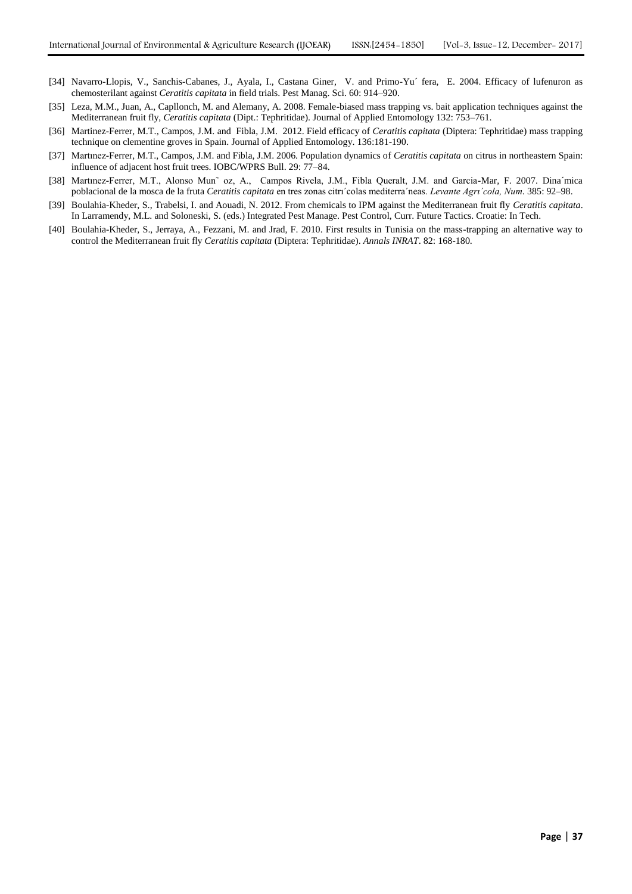[34] Navarro-Llopis, V., Sanchis-Cabanes, J., Ayala, I., Castana Giner, V. and Primo-Yu´ fera, E. 2004. Efficacy of lufenuron as chemosterilant against *Ceratitis capitata* in field trials. Pest Manag. Sci. 60: 914–920.

[35] Leza, M.M., Juan, A., Capllonch, M. and Alemany, A. 2008. Female-biased mass trapping vs. bait application techniques against the Mediterranean fruit fly, *Ceratitis capitata* (Dipt.: Tephritidae). Journal of Applied Entomology 132: 753–761.

[36] Martinez-Ferrer, M.T., Campos, J.M. and Fibla, J.M. 2012. Field efficacy of *Ceratitis capitata* (Diptera: Tephritidae) mass trapping technique on clementine groves in Spain. Journal of Applied Entomology. 136:181-190.

[37] Martınez-Ferrer, M.T., Campos, J.M. and Fibla, J.M. 2006. Population dynamics of *Ceratitis capitata* on citrus in northeastern Spain: influence of adjacent host fruit trees. IOBC/WPRS Bull. 29: 77–84.

[38] Martınez-Ferrer, M.T., Alonso Mun˜ oz, A., Campos Rivela, J.M., Fibla Queralt, J.M. and Garcia-Mar, F. 2007. Dina´mica poblacional de la mosca de la fruta *Ceratitis capitata* en tres zonas citrı´colas mediterra´neas. *Levante Agrı´cola, Num*. 385: 92–98.

[39] Boulahia-Kheder, S., Trabelsi, I. and Aouadi, N. 2012. From chemicals to IPM against the Mediterranean fruit fly *Ceratitis capitata*. In Larramendy, M.L. and Soloneski, S. (eds.) Integrated Pest Manage. Pest Control, Curr. Future Tactics. Croatie: In Tech.

[40] Boulahia-Kheder, S., Jerraya, A., Fezzani, M. and Jrad, F. 2010. First results in Tunisia on the mass-trapping an alternative way to control the Mediterranean fruit fly *Ceratitis capitata* (Diptera: Tephritidae). *Annals INRAT*. 82: 168-180.